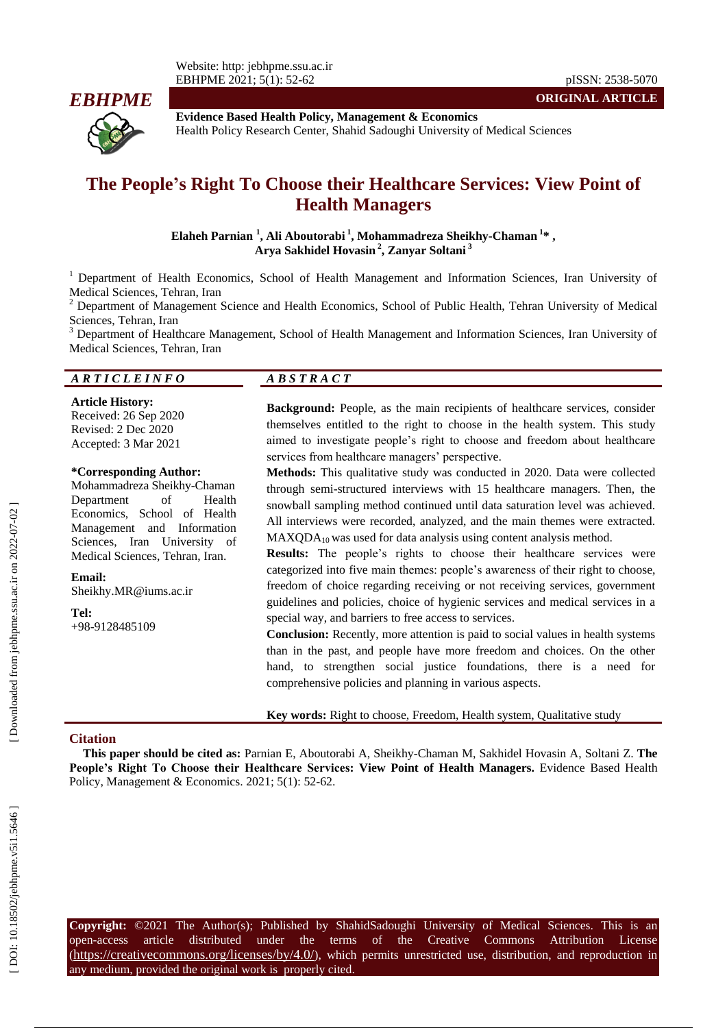Website: http: jebhpme.ssu.ac.ir
EBHPME 2021; 5(1): 52-62

pISSN: 2538-5070

**ORIGINAL ARTICLE**

***EBHPME***

**Evidence Based Health Policy, Management & Economics**
Health Policy Research Center, Shahid Sadoughi University of Medical Sciences

# The People's Right To Choose their Healthcare Services: View Point of Health Managers

**Elaheh Parnian [1], Ali Aboutorabi [1], Mohammadreza Sheikhy-Chaman [1]* , Arya Sakhidel Hovasin [2], Zanyar Soltani [3]**

[1] Department of Health Economics, School of Health Management and Information Sciences, Iran University of Medical Sciences, Tehran, Iran

[2] Department of Management Science and Health Economics, School of Public Health, Tehran University of Medical Sciences, Tehran, Iran

[3] Department of Healthcare Management, School of Health Management and Information Sciences, Iran University of Medical Sciences, Tehran, Iran

***ARTICLE INFO***

**Article History:**
Received: 26 Sep 2020
Revised: 2 Dec 2020
Accepted: 3 Mar 2021

**\*Corresponding Author:**
Mohammadreza Sheikhy-Chaman
Department of Health Economics, School of Health Management and Information Sciences, Iran University of Medical Sciences, Tehran, Iran.

**Email:**
Sheikhy.MR@iums.ac.ir

**Tel:**
+98-9128485109

***ABSTRACT***

**Background:** People, as the main recipients of healthcare services, consider themselves entitled to the right to choose in the health system. This study aimed to investigate people's right to choose and freedom about healthcare services from healthcare managers' perspective.

**Methods:** This qualitative study was conducted in 2020. Data were collected through semi-structured interviews with 15 healthcare managers. Then, the snowball sampling method continued until data saturation level was achieved. All interviews were recorded, analyzed, and the main themes were extracted. $MAXQDA_{10}$ was used for data analysis using content analysis method.

**Results:** The people's rights to choose their healthcare services were categorized into five main themes: people's awareness of their right to choose, freedom of choice regarding receiving or not receiving services, government guidelines and policies, choice of hygienic services and medical services in a special way, and barriers to free access to services.

**Conclusion:** Recently, more attention is paid to social values in health systems than in the past, and people have more freedom and choices. On the other hand, to strengthen social justice foundations, there is a need for comprehensive policies and planning in various aspects.

**Key words:** Right to choose, Freedom, Health system, Qualitative study

## Citation

**This paper should be cited as:** Parnian E, Aboutorabi A, Sheikhy-Chaman M, Sakhidel Hovasin A, Soltani Z. **The People's Right To Choose their Healthcare Services: View Point of Health Managers.** Evidence Based Health Policy, Management & Economics. 2021; 5(1): 52-62.

**Copyright:** ©2021 The Author(s); Published by ShahidSadoughi University of Medical Sciences. This is an open-access article distributed under the terms of the Creative Commons Attribution License (https://creativecommons.org/licenses/by/4.0/), which permits unrestricted use, distribution, and reproduction in any medium, provided the original work is properly cited.

[ Downloaded from jebhpme.ssu.ac.ir on 2022-07-02 ]

[ DOI: 10.18502/jebhpme.v5i1.5646 ]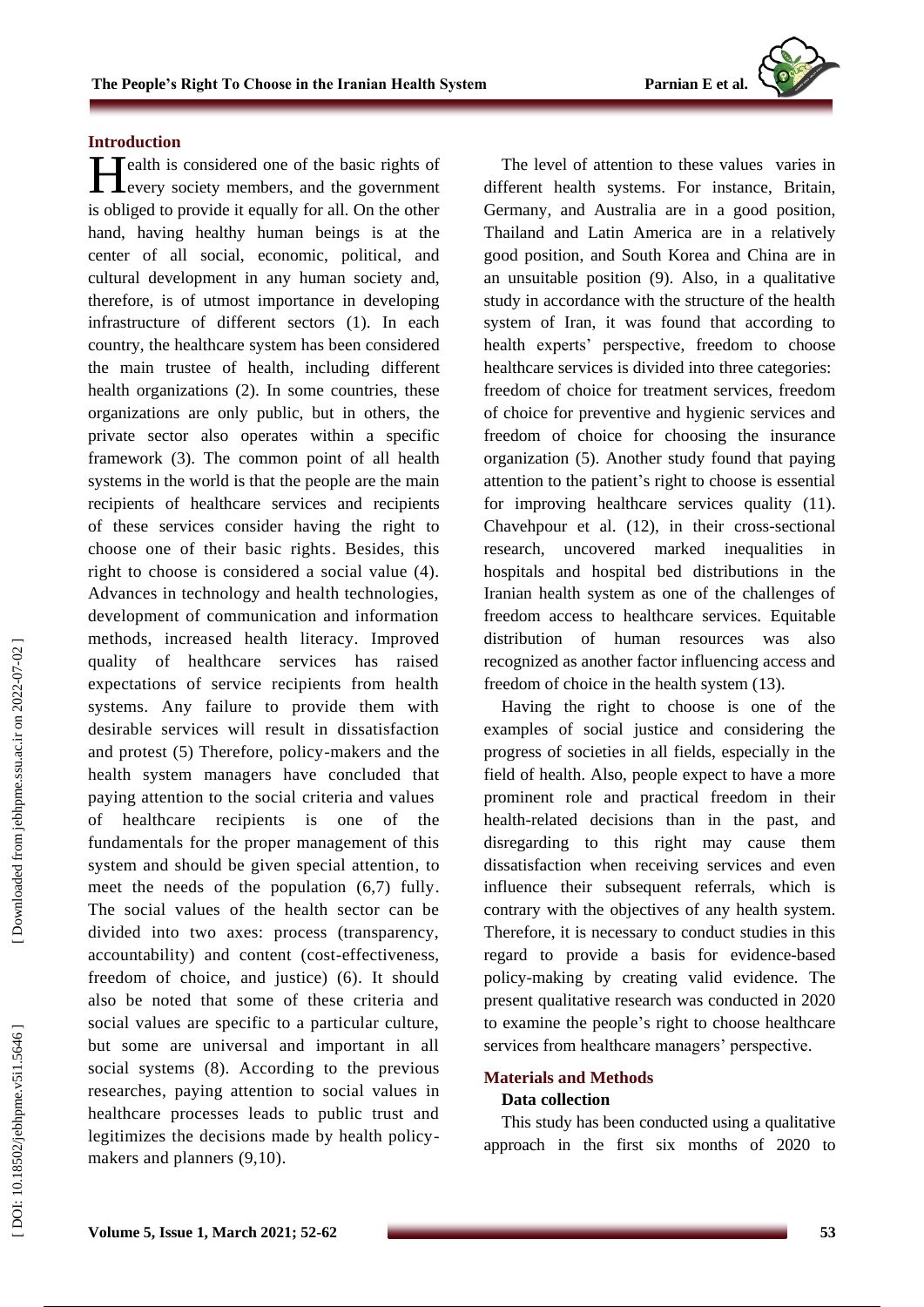## Introduction

Health is considered one of the basic rights of every society members, and the government is obliged to provide it equally for all. On the other hand, having healthy human beings is at the center of all social, economic, political, and cultural development in any human society and, therefore, is of utmost importance in developing infrastructure of different sectors (1). In each country, the healthcare system has been considered the main trustee of health, including different health organizations (2). In some countries, these organizations are only public, but in others, the private sector also operates within a specific framework (3). The common point of all health systems in the world is that the people are the main recipients of healthcare services and recipients of these services consider having the right to choose one of their basic rights. Besides, this right to choose is considered a social value (4). Advances in technology and health technologies, development of communication and information methods, increased health literacy. Improved quality of healthcare services has raised expectations of service recipients from health systems. Any failure to provide them with desirable services will result in dissatisfaction and protest (5) Therefore, policy-makers and the health system managers have concluded that paying attention to the social criteria and values of healthcare recipients is one of the fundamentals for the proper management of this system and should be given special attention, to meet the needs of the population (6,7) fully. The social values of the health sector can be divided into two axes: process (transparency, accountability) and content (cost-effectiveness, freedom of choice, and justice) (6). It should also be noted that some of these criteria and social values are specific to a particular culture, but some are universal and important in all social systems (8). According to the previous researches, paying attention to social values in healthcare processes leads to public trust and legitimizes the decisions made by health policy-makers and planners (9,10).

The level of attention to these values varies in different health systems. For instance, Britain, Germany, and Australia are in a good position, Thailand and Latin America are in a relatively good position, and South Korea and China are in an unsuitable position (9). Also, in a qualitative study in accordance with the structure of the health system of Iran, it was found that according to health experts' perspective, freedom to choose healthcare services is divided into three categories: freedom of choice for treatment services, freedom of choice for preventive and hygienic services and freedom of choice for choosing the insurance organization (5). Another study found that paying attention to the patient's right to choose is essential for improving healthcare services quality (11). Chavehpour et al. (12), in their cross-sectional research, uncovered marked inequalities in hospitals and hospital bed distributions in the Iranian health system as one of the challenges of freedom access to healthcare services. Equitable distribution of human resources was also recognized as another factor influencing access and freedom of choice in the health system (13).

Having the right to choose is one of the examples of social justice and considering the progress of societies in all fields, especially in the field of health. Also, people expect to have a more prominent role and practical freedom in their health-related decisions than in the past, and disregarding to this right may cause them dissatisfaction when receiving services and even influence their subsequent referrals, which is contrary with the objectives of any health system. Therefore, it is necessary to conduct studies in this regard to provide a basis for evidence-based policy-making by creating valid evidence. The present qualitative research was conducted in 2020 to examine the people's right to choose healthcare services from healthcare managers' perspective.

## Materials and Methods

### Data collection

This study has been conducted using a qualitative approach in the first six months of 2020 to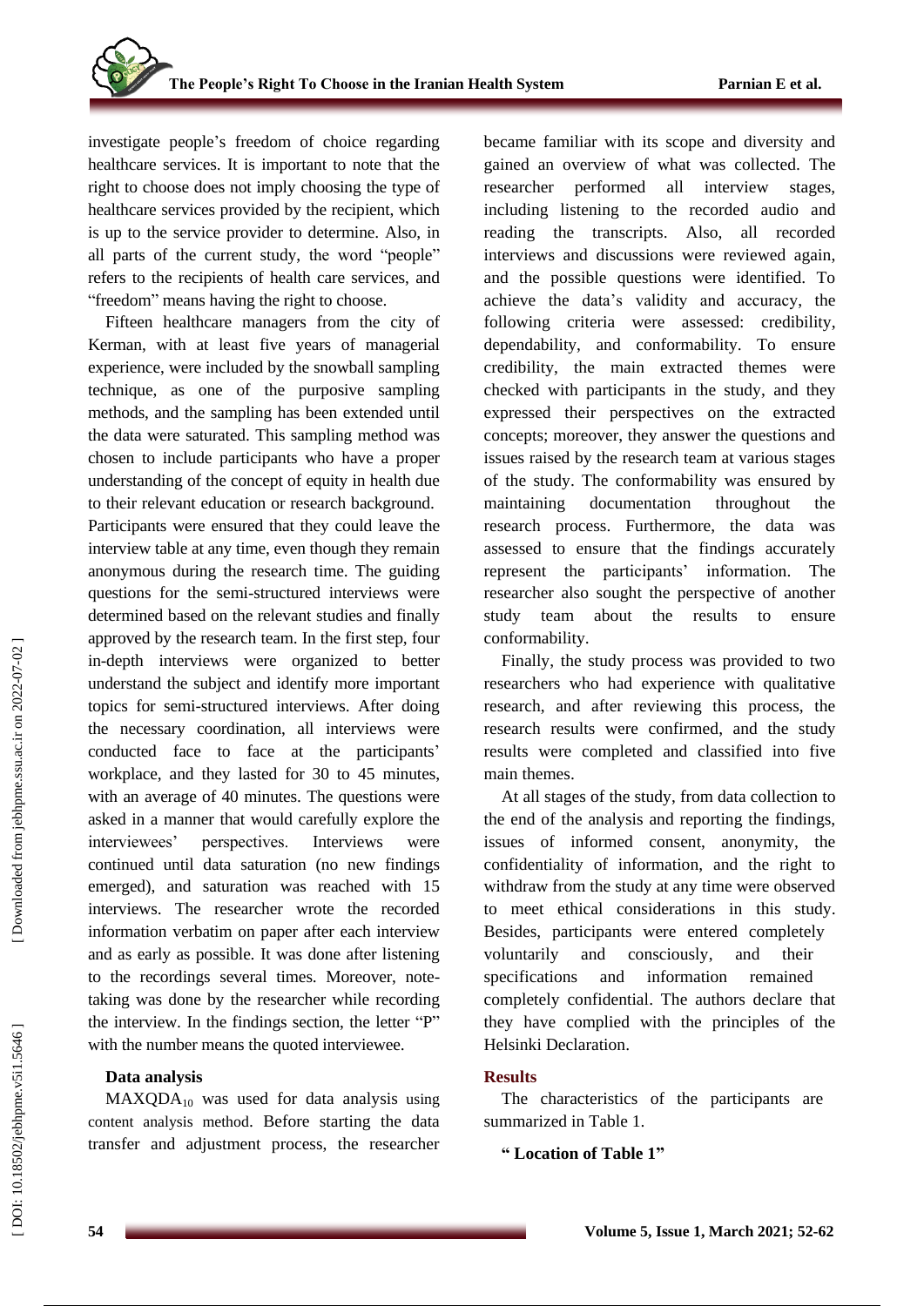investigate people's freedom of choice regarding healthcare services. It is important to note that the right to choose does not imply choosing the type of healthcare services provided by the recipient, which is up to the service provider to determine. Also, in all parts of the current study, the word "people" refers to the recipients of health care services, and "freedom" means having the right to choose.

Fifteen healthcare managers from the city of Kerman, with at least five years of managerial experience, were included by the snowball sampling technique, as one of the purposive sampling methods, and the sampling has been extended until the data were saturated. This sampling method was chosen to include participants who have a proper understanding of the concept of equity in health due to their relevant education or research background.

Participants were ensured that they could leave the interview table at any time, even though they remain anonymous during the research time. The guiding questions for the semi-structured interviews were determined based on the relevant studies and finally approved by the research team. In the first step, four in-depth interviews were organized to better understand the subject and identify more important topics for semi-structured interviews. After doing the necessary coordination, all interviews were conducted face to face at the participants' workplace, and they lasted for 30 to 45 minutes, with an average of 40 minutes. The questions were asked in a manner that would carefully explore the interviewees' perspectives. Interviews were continued until data saturation (no new findings emerged), and saturation was reached with 15 interviews. The researcher wrote the recorded information verbatim on paper after each interview and as early as possible. It was done after listening to the recordings several times. Moreover, note-taking was done by the researcher while recording the interview. In the findings section, the letter "P" with the number means the quoted interviewee.

### Data analysis

$MAXQDA_{10}$ was used for data analysis using content analysis method. Before starting the data transfer and adjustment process, the researcher became familiar with its scope and diversity and gained an overview of what was collected. The researcher performed all interview stages, including listening to the recorded audio and reading the transcripts. Also, all recorded interviews and discussions were reviewed again, and the possible questions were identified. To achieve the data's validity and accuracy, the following criteria were assessed: credibility, dependability, and conformability. To ensure credibility, the main extracted themes were checked with participants in the study, and they expressed their perspectives on the extracted concepts; moreover, they answer the questions and issues raised by the research team at various stages of the study. The conformability was ensured by maintaining documentation throughout the research process. Furthermore, the data was assessed to ensure that the findings accurately represent the participants' information. The researcher also sought the perspective of another study team about the results to ensure conformability.

Finally, the study process was provided to two researchers who had experience with qualitative research, and after reviewing this process, the research results were confirmed, and the study results were completed and classified into five main themes.

At all stages of the study, from data collection to the end of the analysis and reporting the findings, issues of informed consent, anonymity, the confidentiality of information, and the right to withdraw from the study at any time were observed to meet ethical considerations in this study. Besides, participants were entered completely voluntarily and consciously, and their specifications and information remained completely confidential. The authors declare that they have complied with the principles of the Helsinki Declaration.

## Results

The characteristics of the participants are summarized in Table 1.

**" Location of Table 1"**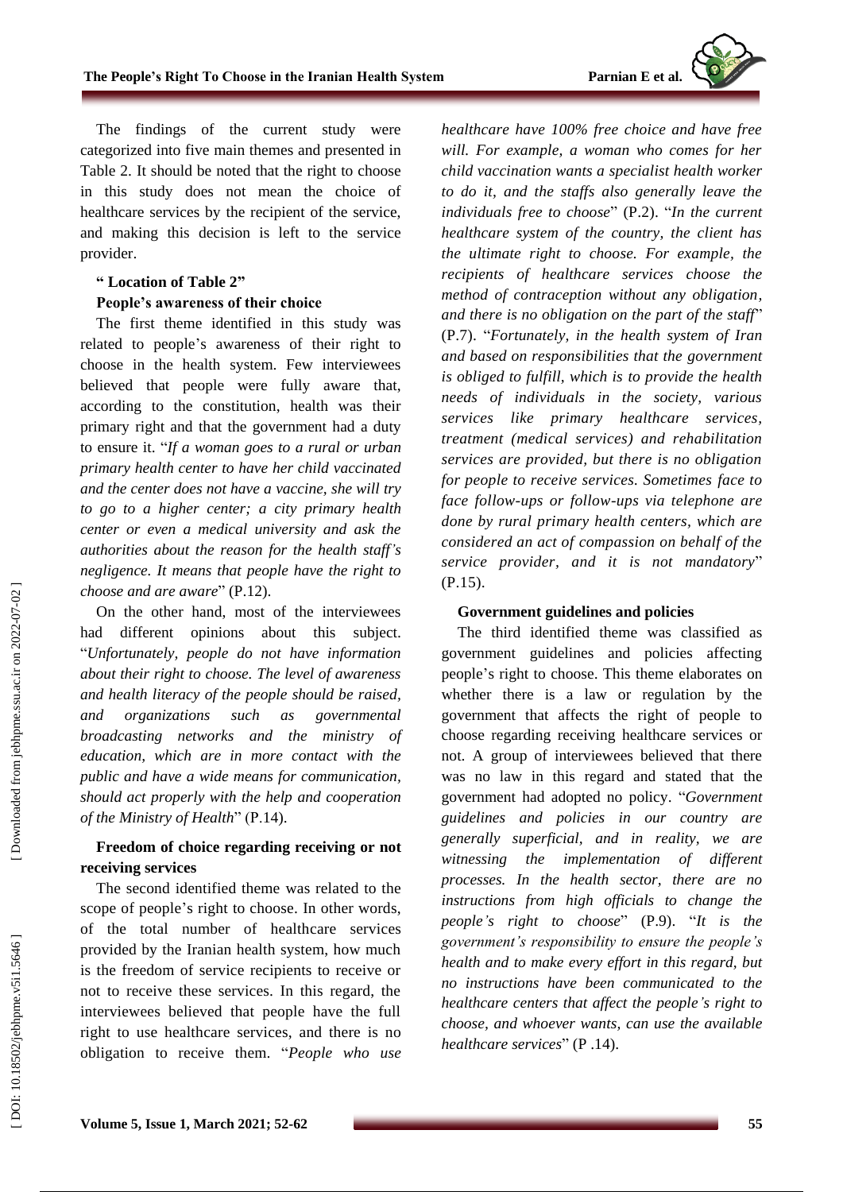The findings of the current study were categorized into five main themes and presented in Table 2. It should be noted that the right to choose in this study does not mean the choice of healthcare services by the recipient of the service, and making this decision is left to the service provider.

**" Location of Table 2"**

**People's awareness of their choice**

The first theme identified in this study was related to people's awareness of their right to choose in the health system. Few interviewees believed that people were fully aware that, according to the constitution, health was their primary right and that the government had a duty to ensure it. "*If a woman goes to a rural or urban primary health center to have her child vaccinated and the center does not have a vaccine, she will try to go to a higher center; a city primary health center or even a medical university and ask the authorities about the reason for the health staff's negligence. It means that people have the right to choose and are aware*" (P.12).

On the other hand, most of the interviewees had different opinions about this subject. "*Unfortunately, people do not have information about their right to choose. The level of awareness and health literacy of the people should be raised, and organizations such as governmental broadcasting networks and the ministry of education, which are in more contact with the public and have a wide means for communication, should act properly with the help and cooperation of the Ministry of Health*" (P.14).

**Freedom of choice regarding receiving or not receiving services**

The second identified theme was related to the scope of people's right to choose. In other words, of the total number of healthcare services provided by the Iranian health system, how much is the freedom of service recipients to receive or not to receive these services. In this regard, the interviewees believed that people have the full right to use healthcare services, and there is no obligation to receive them. "*People who use healthcare have 100% free choice and have free will. For example, a woman who comes for her child vaccination wants a specialist health worker to do it, and the staffs also generally leave the individuals free to choose*" (P.2). "*In the current healthcare system of the country, the client has the ultimate right to choose. For example, the recipients of healthcare services choose the method of contraception without any obligation, and there is no obligation on the part of the staff*" (P.7). "*Fortunately, in the health system of Iran and based on responsibilities that the government is obliged to fulfill, which is to provide the health needs of individuals in the society, various services like primary healthcare services, treatment (medical services) and rehabilitation services are provided, but there is no obligation for people to receive services. Sometimes face to face follow-ups or follow-ups via telephone are done by rural primary health centers, which are considered an act of compassion on behalf of the service provider, and it is not mandatory*" (P.15).

**Government guidelines and policies**

The third identified theme was classified as government guidelines and policies affecting people's right to choose. This theme elaborates on whether there is a law or regulation by the government that affects the right of people to choose regarding receiving healthcare services or not. A group of interviewees believed that there was no law in this regard and stated that the government had adopted no policy. "*Government guidelines and policies in our country are generally superficial, and in reality, we are witnessing the implementation of different processes. In the health sector, there are no instructions from high officials to change the people's right to choose*" (P.9). "*It is the government's responsibility to ensure the people's health and to make every effort in this regard, but no instructions have been communicated to the healthcare centers that affect the people's right to choose, and whoever wants, can use the available healthcare services*" (P .14).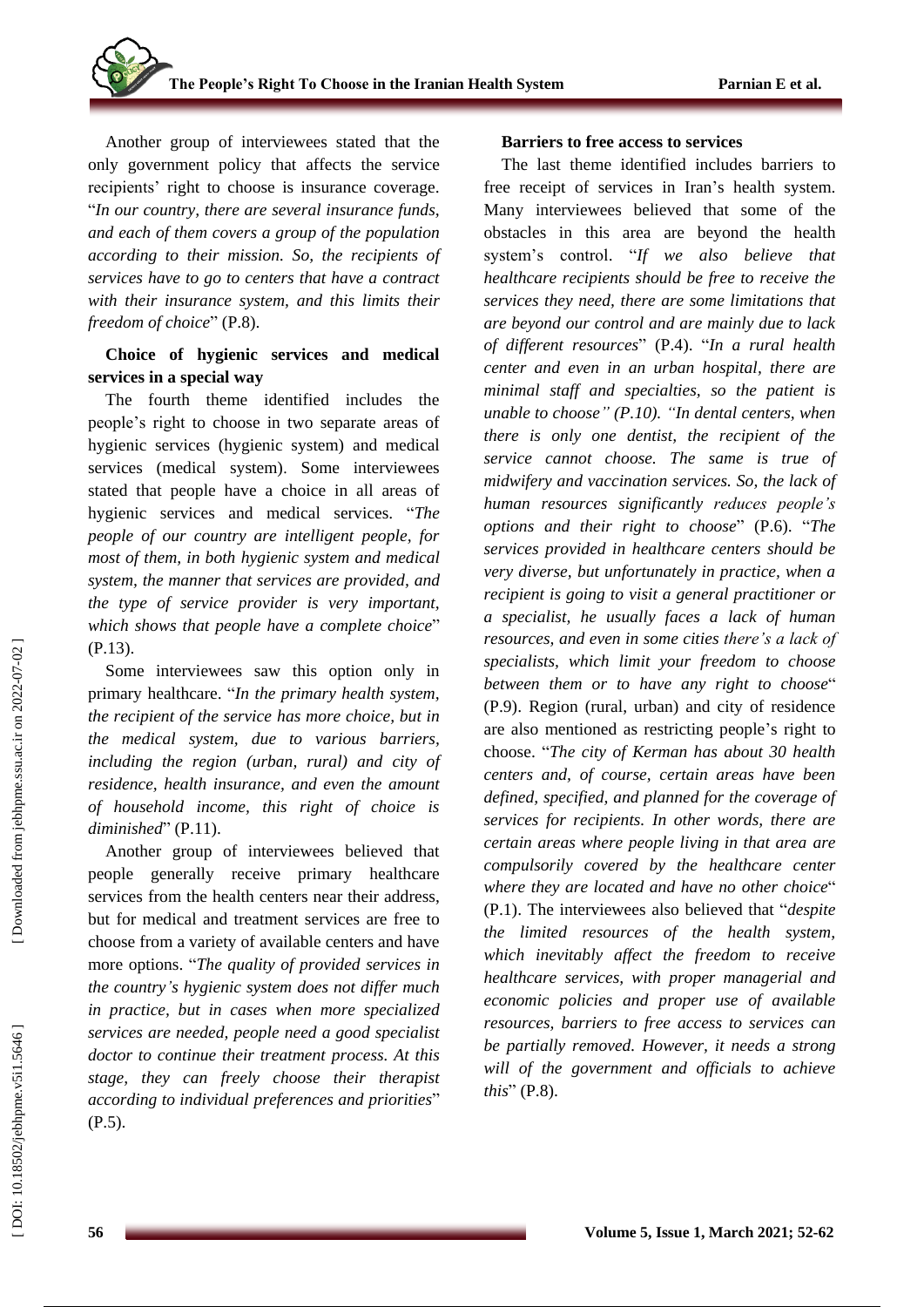Another group of interviewees stated that the only government policy that affects the service recipients' right to choose is insurance coverage. "*In our country, there are several insurance funds, and each of them covers a group of the population according to their mission. So, the recipients of services have to go to centers that have a contract with their insurance system, and this limits their freedom of choice*" (P.8).

**Choice of hygienic services and medical services in a special way**

The fourth theme identified includes the people's right to choose in two separate areas of hygienic services (hygienic system) and medical services (medical system). Some interviewees stated that people have a choice in all areas of hygienic services and medical services. "*The people of our country are intelligent people, for most of them, in both hygienic system and medical system, the manner that services are provided, and the type of service provider is very important, which shows that people have a complete choice*" (P.13).

Some interviewees saw this option only in primary healthcare. "*In the primary health system, the recipient of the service has more choice, but in the medical system, due to various barriers, including the region (urban, rural) and city of residence, health insurance, and even the amount of household income, this right of choice is diminished*" (P.11).

Another group of interviewees believed that people generally receive primary healthcare services from the health centers near their address, but for medical and treatment services are free to choose from a variety of available centers and have more options. "*The quality of provided services in the country's hygienic system does not differ much in practice, but in cases when more specialized services are needed, people need a good specialist doctor to continue their treatment process. At this stage, they can freely choose their therapist according to individual preferences and priorities*" (P.5).

**Barriers to free access to services**

The last theme identified includes barriers to free receipt of services in Iran's health system. Many interviewees believed that some of the obstacles in this area are beyond the health system's control. "*If we also believe that healthcare recipients should be free to receive the services they need, there are some limitations that are beyond our control and are mainly due to lack of different resources*" (P.4). "*In a rural health center and even in an urban hospital, there are minimal staff and specialties, so the patient is unable to choose" (P.10). "In dental centers, when there is only one dentist, the recipient of the service cannot choose. The same is true of midwifery and vaccination services. So, the lack of human resources significantly reduces people's options and their right to choose*" (P.6). "*The services provided in healthcare centers should be very diverse, but unfortunately in practice, when a recipient is going to visit a general practitioner or a specialist, he usually faces a lack of human resources, and even in some cities there's a lack of specialists, which limit your freedom to choose between them or to have any right to choose*" (P.9). Region (rural, urban) and city of residence are also mentioned as restricting people's right to choose. "*The city of Kerman has about 30 health centers and, of course, certain areas have been defined, specified, and planned for the coverage of services for recipients. In other words, there are certain areas where people living in that area are compulsorily covered by the healthcare center where they are located and have no other choice*" (P.1). The interviewees also believed that "*despite the limited resources of the health system, which inevitably affect the freedom to receive healthcare services, with proper managerial and economic policies and proper use of available resources, barriers to free access to services can be partially removed. However, it needs a strong will of the government and officials to achieve this*" (P.8).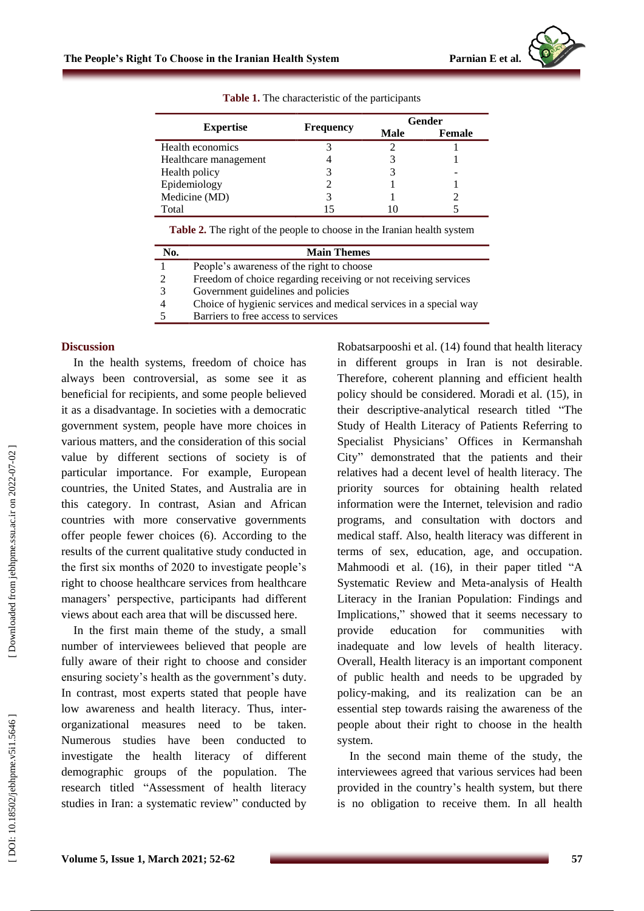**Table 1.** The characteristic of the participants

| Expertise | Frequency | Gender | |
|---|---|---|---|
| | | Male | Female |
| Health economics | 3 | 2 | 1 |
| Healthcare management | 4 | 3 | 1 |
| Health policy | 3 | 3 | - |
| Epidemiology | 2 | 1 | 1 |
| Medicine (MD) | 3 | 1 | 2 |
| Total | 15 | 10 | 5 |

**Table 2.** The right of the people to choose in the Iranian health system

| No. | Main Themes |
|---|---|
| 1 | People's awareness of the right to choose |
| 2 | Freedom of choice regarding receiving or not receiving services |
| 3 | Government guidelines and policies |
| 4 | Choice of hygienic services and medical services in a special way |
| 5 | Barriers to free access to services |

## Discussion

In the health systems, freedom of choice has always been controversial, as some see it as beneficial for recipients, and some people believed it as a disadvantage. In societies with a democratic government system, people have more choices in various matters, and the consideration of this social value by different sections of society is of particular importance. For example, European countries, the United States, and Australia are in this category. In contrast, Asian and African countries with more conservative governments offer people fewer choices (6). According to the results of the current qualitative study conducted in the first six months of 2020 to investigate people's right to choose healthcare services from healthcare managers' perspective, participants had different views about each area that will be discussed here.

In the first main theme of the study, a small number of interviewees believed that people are fully aware of their right to choose and consider ensuring society's health as the government's duty. In contrast, most experts stated that people have low awareness and health literacy. Thus, inter-organizational measures need to be taken. Numerous studies have been conducted to investigate the health literacy of different demographic groups of the population. The research titled "Assessment of health literacy studies in Iran: a systematic review" conducted by Robatsarpooshi et al. (14) found that health literacy in different groups in Iran is not desirable. Therefore, coherent planning and efficient health policy should be considered. Moradi et al. (15), in their descriptive-analytical research titled "The Study of Health Literacy of Patients Referring to Specialist Physicians' Offices in Kermanshah City" demonstrated that the patients and their relatives had a decent level of health literacy. The priority sources for obtaining health related information were the Internet, television and radio programs, and consultation with doctors and medical staff. Also, health literacy was different in terms of sex, education, age, and occupation. Mahmoodi et al. (16), in their paper titled "A Systematic Review and Meta-analysis of Health Literacy in the Iranian Population: Findings and Implications," showed that it seems necessary to provide education for communities with inadequate and low levels of health literacy. Overall, Health literacy is an important component of public health and needs to be upgraded by policy-making, and its realization can be an essential step towards raising the awareness of the people about their right to choose in the health system.

In the second main theme of the study, the interviewees agreed that various services had been provided in the country's health system, but there is no obligation to receive them. In all health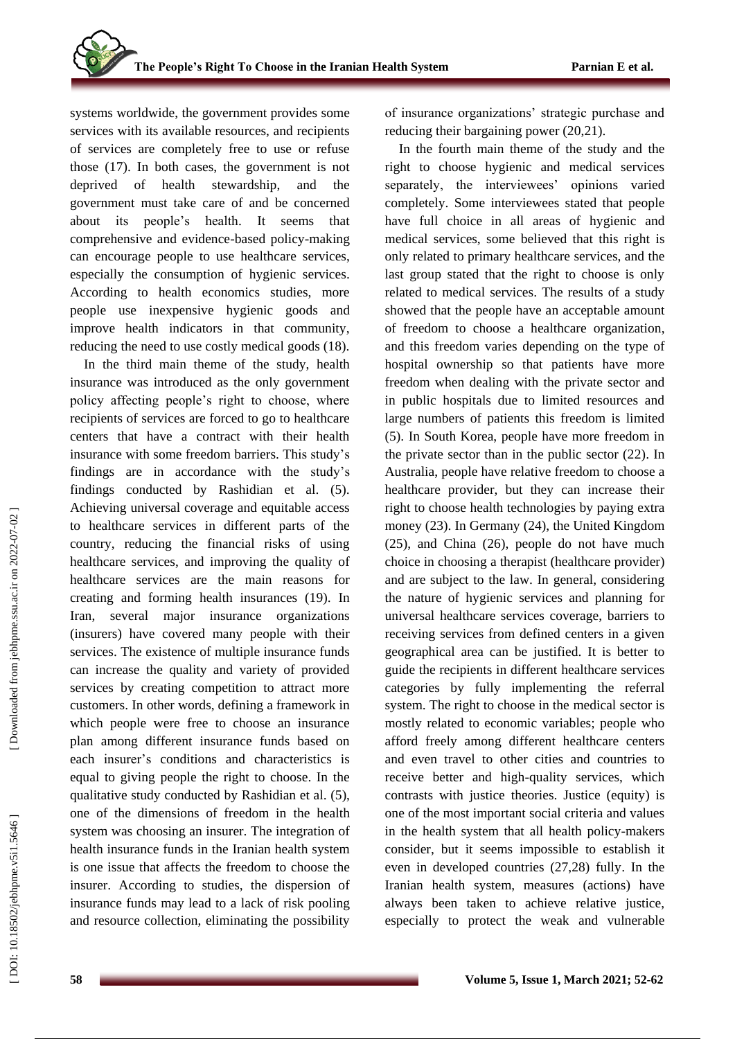systems worldwide, the government provides some services with its available resources, and recipients of services are completely free to use or refuse those (17). In both cases, the government is not deprived of health stewardship, and the government must take care of and be concerned about its people's health. It seems that comprehensive and evidence-based policy-making can encourage people to use healthcare services, especially the consumption of hygienic services. According to health economics studies, more people use inexpensive hygienic goods and improve health indicators in that community, reducing the need to use costly medical goods (18).

In the third main theme of the study, health insurance was introduced as the only government policy affecting people's right to choose, where recipients of services are forced to go to healthcare centers that have a contract with their health insurance with some freedom barriers. This study's findings are in accordance with the study's findings conducted by Rashidian et al. (5). Achieving universal coverage and equitable access to healthcare services in different parts of the country, reducing the financial risks of using healthcare services, and improving the quality of healthcare services are the main reasons for creating and forming health insurances (19). In Iran, several major insurance organizations (insurers) have covered many people with their services. The existence of multiple insurance funds can increase the quality and variety of provided services by creating competition to attract more customers. In other words, defining a framework in which people were free to choose an insurance plan among different insurance funds based on each insurer's conditions and characteristics is equal to giving people the right to choose. In the qualitative study conducted by Rashidian et al. (5), one of the dimensions of freedom in the health system was choosing an insurer. The integration of health insurance funds in the Iranian health system is one issue that affects the freedom to choose the insurer. According to studies, the dispersion of insurance funds may lead to a lack of risk pooling and resource collection, eliminating the possibility of insurance organizations' strategic purchase and reducing their bargaining power (20,21).

In the fourth main theme of the study and the right to choose hygienic and medical services separately, the interviewees' opinions varied completely. Some interviewees stated that people have full choice in all areas of hygienic and medical services, some believed that this right is only related to primary healthcare services, and the last group stated that the right to choose is only related to medical services. The results of a study showed that the people have an acceptable amount of freedom to choose a healthcare organization, and this freedom varies depending on the type of hospital ownership so that patients have more freedom when dealing with the private sector and in public hospitals due to limited resources and large numbers of patients this freedom is limited (5). In South Korea, people have more freedom in the private sector than in the public sector (22). In Australia, people have relative freedom to choose a healthcare provider, but they can increase their right to choose health technologies by paying extra money (23). In Germany (24), the United Kingdom (25), and China (26), people do not have much choice in choosing a therapist (healthcare provider) and are subject to the law. In general, considering the nature of hygienic services and planning for universal healthcare services coverage, barriers to receiving services from defined centers in a given geographical area can be justified. It is better to guide the recipients in different healthcare services categories by fully implementing the referral system. The right to choose in the medical sector is mostly related to economic variables; people who afford freely among different healthcare centers and even travel to other cities and countries to receive better and high-quality services, which contrasts with justice theories. Justice (equity) is one of the most important social criteria and values in the health system that all health policy-makers consider, but it seems impossible to establish it even in developed countries (27,28) fully. In the Iranian health system, measures (actions) have always been taken to achieve relative justice, especially to protect the weak and vulnerable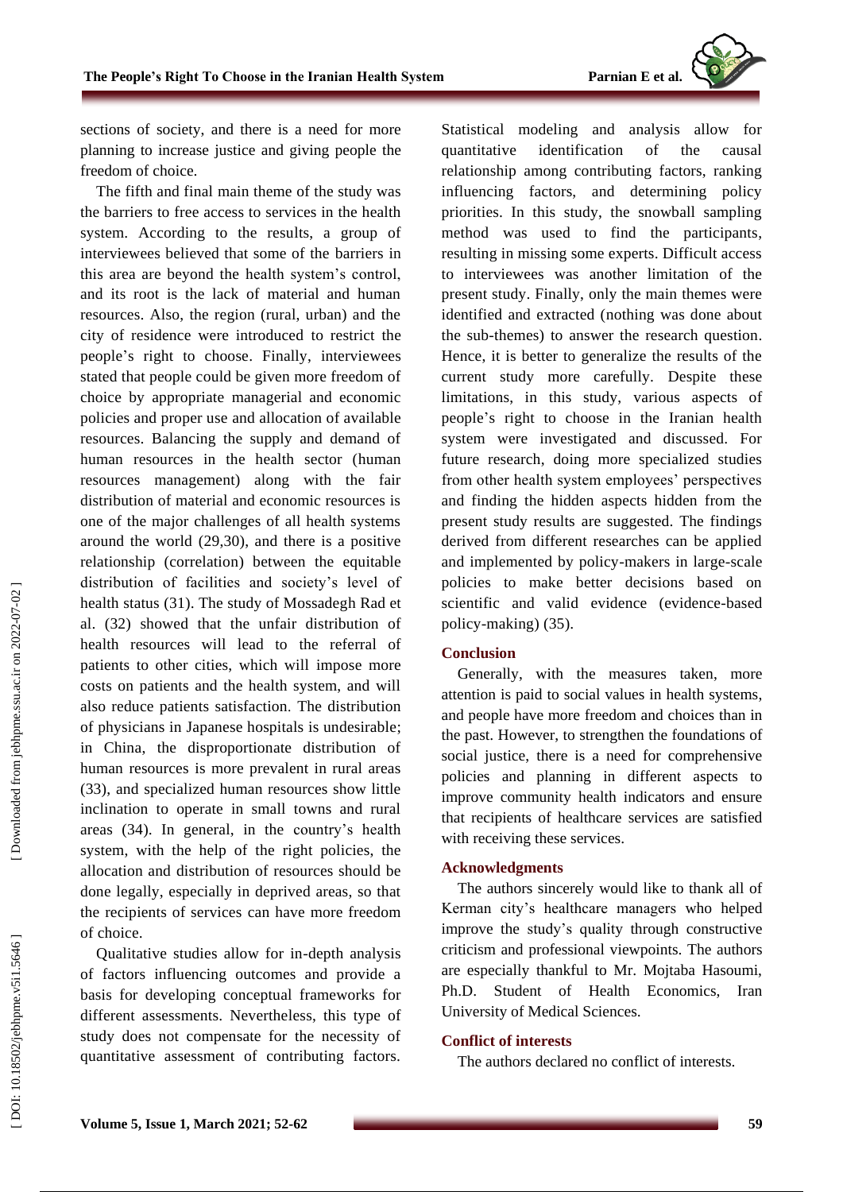sections of society, and there is a need for more planning to increase justice and giving people the freedom of choice.

The fifth and final main theme of the study was the barriers to free access to services in the health system. According to the results, a group of interviewees believed that some of the barriers in this area are beyond the health system's control, and its root is the lack of material and human resources. Also, the region (rural, urban) and the city of residence were introduced to restrict the people's right to choose. Finally, interviewees stated that people could be given more freedom of choice by appropriate managerial and economic policies and proper use and allocation of available resources. Balancing the supply and demand of human resources in the health sector (human resources management) along with the fair distribution of material and economic resources is one of the major challenges of all health systems around the world (29,30), and there is a positive relationship (correlation) between the equitable distribution of facilities and society's level of health status (31). The study of Mossadegh Rad et al. (32) showed that the unfair distribution of health resources will lead to the referral of patients to other cities, which will impose more costs on patients and the health system, and will also reduce patients satisfaction. The distribution of physicians in Japanese hospitals is undesirable; in China, the disproportionate distribution of human resources is more prevalent in rural areas (33), and specialized human resources show little inclination to operate in small towns and rural areas (34). In general, in the country's health system, with the help of the right policies, the allocation and distribution of resources should be done legally, especially in deprived areas, so that the recipients of services can have more freedom of choice.

Qualitative studies allow for in-depth analysis of factors influencing outcomes and provide a basis for developing conceptual frameworks for different assessments. Nevertheless, this type of study does not compensate for the necessity of quantitative assessment of contributing factors. Statistical modeling and analysis allow for quantitative identification of the causal relationship among contributing factors, ranking influencing factors, and determining policy priorities. In this study, the snowball sampling method was used to find the participants, resulting in missing some experts. Difficult access to interviewees was another limitation of the present study. Finally, only the main themes were identified and extracted (nothing was done about the sub-themes) to answer the research question. Hence, it is better to generalize the results of the current study more carefully. Despite these limitations, in this study, various aspects of people's right to choose in the Iranian health system were investigated and discussed. For future research, doing more specialized studies from other health system employees' perspectives and finding the hidden aspects hidden from the present study results are suggested. The findings derived from different researches can be applied and implemented by policy-makers in large-scale policies to make better decisions based on scientific and valid evidence (evidence-based policy-making) (35).

## Conclusion

Generally, with the measures taken, more attention is paid to social values in health systems, and people have more freedom and choices than in the past. However, to strengthen the foundations of social justice, there is a need for comprehensive policies and planning in different aspects to improve community health indicators and ensure that recipients of healthcare services are satisfied with receiving these services.

## Acknowledgments

The authors sincerely would like to thank all of Kerman city's healthcare managers who helped improve the study's quality through constructive criticism and professional viewpoints. The authors are especially thankful to Mr. Mojtaba Hasoumi, Ph.D. Student of Health Economics, Iran University of Medical Sciences.

## Conflict of interests

The authors declared no conflict of interests.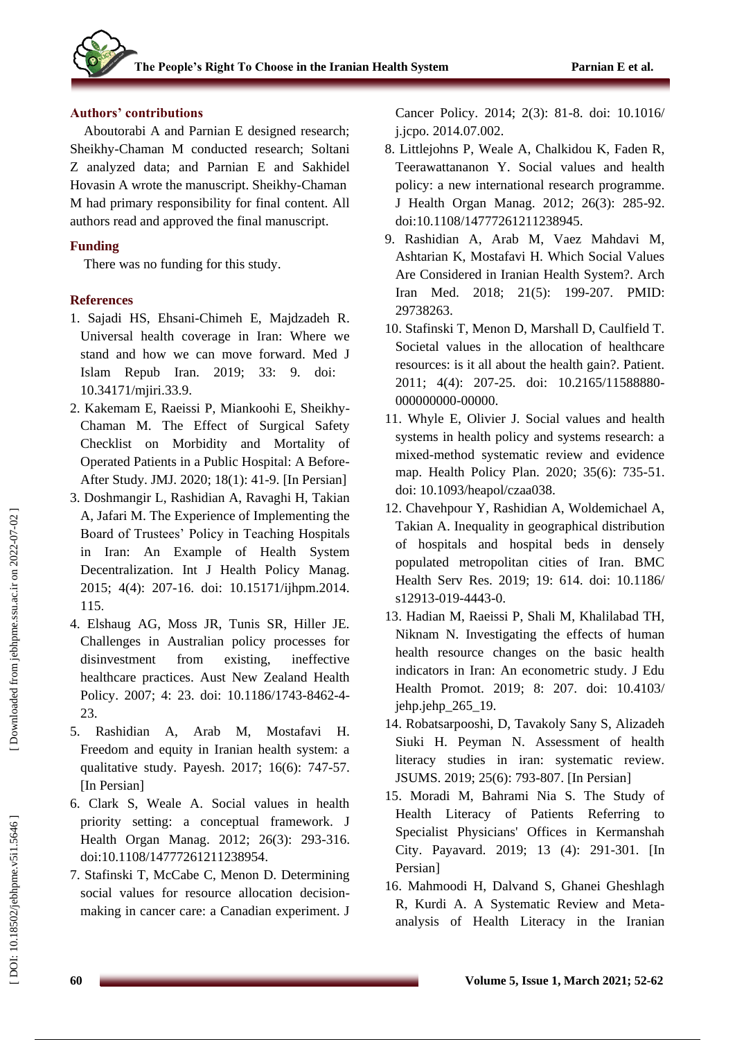### Authors' contributions

Aboutorabi A and Parnian E designed research; Sheikhy-Chaman M conducted research; Soltani Z analyzed data; and Parnian E and Sakhidel Hovasin A wrote the manuscript. Sheikhy-Chaman M had primary responsibility for final content. All authors read and approved the final manuscript.

### Funding

There was no funding for this study.

### References

1. Sajadi HS, Ehsani-Chimeh E, Majdzadeh R. Universal health coverage in Iran: Where we stand and how we can move forward. Med J Islam Repub Iran. 2019; 33: 9. doi: 10.34171/mjiri.33.9.
2. Kakemam E, Raeissi P, Miankoohi E, Sheikhy-Chaman M. The Effect of Surgical Safety Checklist on Morbidity and Mortality of Operated Patients in a Public Hospital: A Before-After Study. JMJ. 2020; 18(1): 41-9. [In Persian]
3. Doshmangir L, Rashidian A, Ravaghi H, Takian A, Jafari M. The Experience of Implementing the Board of Trustees' Policy in Teaching Hospitals in Iran: An Example of Health System Decentralization. Int J Health Policy Manag. 2015; 4(4): 207-16. doi: 10.15171/ijhpm.2014.115.
4. Elshaug AG, Moss JR, Tunis SR, Hiller JE. Challenges in Australian policy processes for disinvestment from existing, ineffective healthcare practices. Aust New Zealand Health Policy. 2007; 4: 23. doi: 10.1186/1743-8462-4-23.
5. Rashidian A, Arab M, Mostafavi H. Freedom and equity in Iranian health system: a qualitative study. Payesh. 2017; 16(6): 747-57. [In Persian]
6. Clark S, Weale A. Social values in health priority setting: a conceptual framework. J Health Organ Manag. 2012; 26(3): 293-316. doi:10.1108/14777261211238954.
7. Stafinski T, McCabe C, Menon D. Determining social values for resource allocation decision-making in cancer care: a Canadian experiment. J Cancer Policy. 2014; 2(3): 81-8. doi: 10.1016/j.jcpo. 2014.07.002.
8. Littlejohns P, Weale A, Chalkidou K, Faden R, Teerawattananon Y. Social values and health policy: a new international research programme. J Health Organ Manag. 2012; 26(3): 285-92. doi:10.1108/14777261211238945.
9. Rashidian A, Arab M, Vaez Mahdavi M, Ashtarian K, Mostafavi H. Which Social Values Are Considered in Iranian Health System?. Arch Iran Med. 2018; 21(5): 199-207. PMID: 29738263.
10. Stafinski T, Menon D, Marshall D, Caulfield T. Societal values in the allocation of healthcare resources: is it all about the health gain?. Patient. 2011; 4(4): 207-25. doi: 10.2165/11588880-000000000-00000.
11. Whyle E, Olivier J. Social values and health systems in health policy and systems research: a mixed-method systematic review and evidence map. Health Policy Plan. 2020; 35(6): 735-51. doi: 10.1093/heapol/czaa038.
12. Chavehpour Y, Rashidian A, Woldemichael A, Takian A. Inequality in geographical distribution of hospitals and hospital beds in densely populated metropolitan cities of Iran. BMC Health Serv Res. 2019; 19: 614. doi: 10.1186/s12913-019-4443-0.
13. Hadian M, Raeissi P, Shali M, Khalilabad TH, Niknam N. Investigating the effects of human health resource changes on the basic health indicators in Iran: An econometric study. J Edu Health Promot. 2019; 8: 207. doi: 10.4103/jehp.jehp_265_19.
14. Robatsarpooshi, D, Tavakoly Sany S, Alizadeh Siuki H. Peyman N. Assessment of health literacy studies in iran: systematic review. JSUMS. 2019; 25(6): 793-807. [In Persian]
15. Moradi M, Bahrami Nia S. The Study of Health Literacy of Patients Referring to Specialist Physicians' Offices in Kermanshah City. Payavard. 2019; 13 (4): 291-301. [In Persian]
16. Mahmoodi H, Dalvand S, Ghanei Gheshlagh R, Kurdi A. A Systematic Review and Meta-analysis of Health Literacy in the Iranian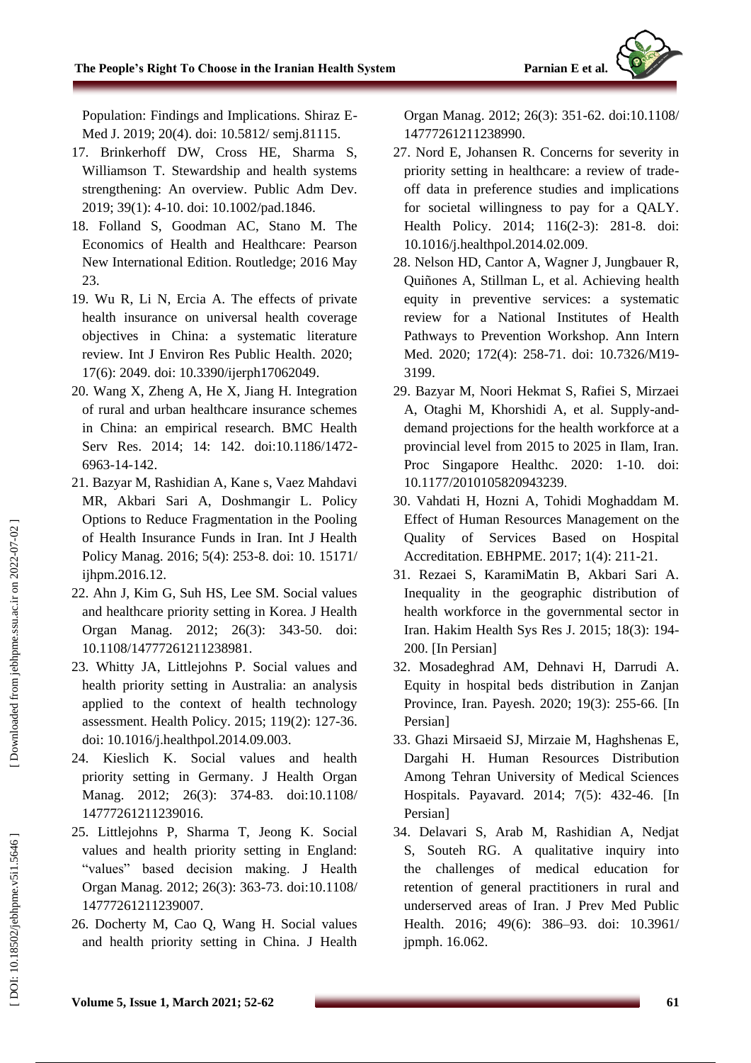Population: Findings and Implications. Shiraz E-Med J. 2019; 20(4). doi: 10.5812/ semj.81115.

17. Brinkerhoff DW, Cross HE, Sharma S, Williamson T. Stewardship and health systems strengthening: An overview. Public Adm Dev. 2019; 39(1): 4-10. doi: 10.1002/pad.1846.
18. Folland S, Goodman AC, Stano M. The Economics of Health and Healthcare: Pearson New International Edition. Routledge; 2016 May 23.
19. Wu R, Li N, Ercia A. The effects of private health insurance on universal health coverage objectives in China: a systematic literature review. Int J Environ Res Public Health. 2020; 17(6): 2049. doi: 10.3390/ijerph17062049.
20. Wang X, Zheng A, He X, Jiang H. Integration of rural and urban healthcare insurance schemes in China: an empirical research. BMC Health Serv Res. 2014; 14: 142. doi:10.1186/1472-6963-14-142.
21. Bazyar M, Rashidian A, Kane s, Vaez Mahdavi MR, Akbari Sari A, Doshmangir L. Policy Options to Reduce Fragmentation in the Pooling of Health Insurance Funds in Iran. Int J Health Policy Manag. 2016; 5(4): 253-8. doi: 10. 15171/ ijhpm.2016.12.
22. Ahn J, Kim G, Suh HS, Lee SM. Social values and healthcare priority setting in Korea. J Health Organ Manag. 2012; 26(3): 343-50. doi: 10.1108/14777261211238981.
23. Whitty JA, Littlejohns P. Social values and health priority setting in Australia: an analysis applied to the context of health technology assessment. Health Policy. 2015; 119(2): 127-36. doi: 10.1016/j.healthpol.2014.09.003.
24. Kieslich K. Social values and health priority setting in Germany. J Health Organ Manag. 2012; 26(3): 374-83. doi:10.1108/ 14777261211239016.
25. Littlejohns P, Sharma T, Jeong K. Social values and health priority setting in England: "values" based decision making. J Health Organ Manag. 2012; 26(3): 363-73. doi:10.1108/ 14777261211239007.
26. Docherty M, Cao Q, Wang H. Social values and health priority setting in China. J Health Organ Manag. 2012; 26(3): 351-62. doi:10.1108/ 14777261211238990.
27. Nord E, Johansen R. Concerns for severity in priority setting in healthcare: a review of trade-off data in preference studies and implications for societal willingness to pay for a QALY. Health Policy. 2014; 116(2-3): 281-8. doi: 10.1016/j.healthpol.2014.02.009.
28. Nelson HD, Cantor A, Wagner J, Jungbauer R, Quiñones A, Stillman L, et al. Achieving health equity in preventive services: a systematic review for a National Institutes of Health Pathways to Prevention Workshop. Ann Intern Med. 2020; 172(4): 258-71. doi: 10.7326/M19-3199.
29. Bazyar M, Noori Hekmat S, Rafiei S, Mirzaei A, Otaghi M, Khorshidi A, et al. Supply-and-demand projections for the health workforce at a provincial level from 2015 to 2025 in Ilam, Iran. Proc Singapore Healthc. 2020: 1-10. doi: 10.1177/2010105820943239.
30. Vahdati H, Hozni A, Tohidi Moghaddam M. Effect of Human Resources Management on the Quality of Services Based on Hospital Accreditation. EBHPME. 2017; 1(4): 211-21.
31. Rezaei S, KaramiMatin B, Akbari Sari A. Inequality in the geographic distribution of health workforce in the governmental sector in Iran. Hakim Health Sys Res J. 2015; 18(3): 194-200. [In Persian]
32. Mosadeghrad AM, Dehnavi H, Darrudi A. Equity in hospital beds distribution in Zanjan Province, Iran. Payesh. 2020; 19(3): 255-66. [In Persian]
33. Ghazi Mirsaeid SJ, Mirzaie M, Haghshenas E, Dargahi H. Human Resources Distribution Among Tehran University of Medical Sciences Hospitals. Payavard. 2014; 7(5): 432-46. [In Persian]
34. Delavari S, Arab M, Rashidian A, Nedjat S, Souteh RG. A qualitative inquiry into the challenges of medical education for retention of general practitioners in rural and underserved areas of Iran. J Prev Med Public Health. 2016; 49(6): 386–93. doi: 10.3961/ jpmph. 16.062.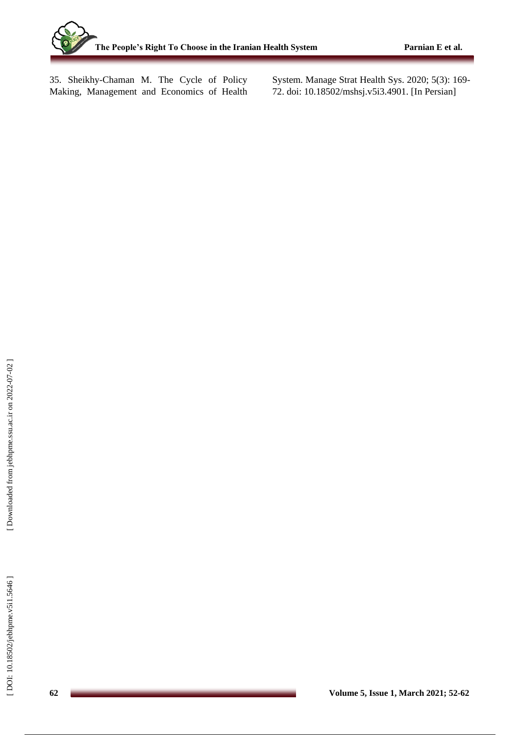35. Sheikhy-Chaman M. The Cycle of Policy Making, Management and Economics of Health System. Manage Strat Health Sys. 2020; 5(3): 169-72. doi: 10.18502/mshsj.v5i3.4901. [In Persian]